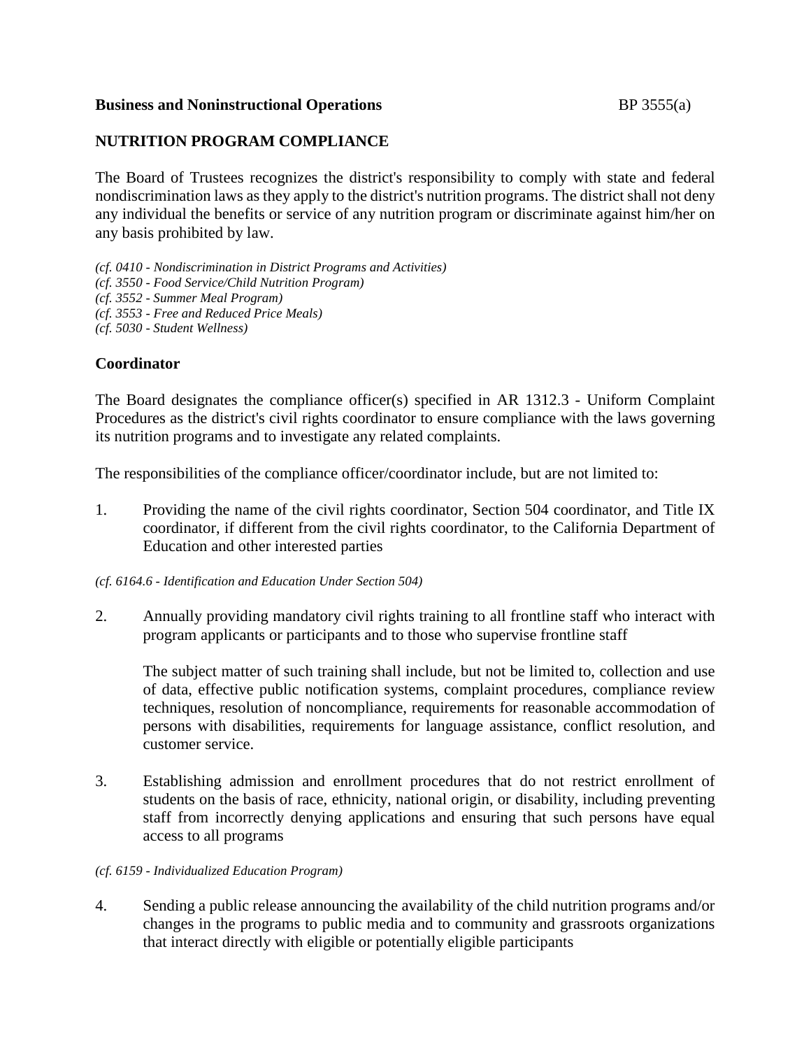**Business and Noninstructional Operations** BP 3555(a)

## NUTRITION PROGRAM COMPLIANCE

The Board of Trustees recognizes the district's responsibility to comply with state and federal nondiscrimination laws as they apply to the district's nutrition programs. The district shall not deny any individual the benefits or service of any nutrition program or discriminate against him/her on any basis prohibited by law.

*(cf. 0410 - Nondiscrimination in District Programs and Activities)*
*(cf. 3550 - Food Service/Child Nutrition Program)*
*(cf. 3552 - Summer Meal Program)*
*(cf. 3553 - Free and Reduced Price Meals)*
*(cf. 5030 - Student Wellness)*

### Coordinator

The Board designates the compliance officer(s) specified in AR 1312.3 - Uniform Complaint Procedures as the district's civil rights coordinator to ensure compliance with the laws governing its nutrition programs and to investigate any related complaints.

The responsibilities of the compliance officer/coordinator include, but are not limited to:

1. Providing the name of the civil rights coordinator, Section 504 coordinator, and Title IX coordinator, if different from the civil rights coordinator, to the California Department of Education and other interested parties

*(cf. 6164.6 - Identification and Education Under Section 504)*

2. Annually providing mandatory civil rights training to all frontline staff who interact with program applicants or participants and to those who supervise frontline staff

   The subject matter of such training shall include, but not be limited to, collection and use of data, effective public notification systems, complaint procedures, compliance review techniques, resolution of noncompliance, requirements for reasonable accommodation of persons with disabilities, requirements for language assistance, conflict resolution, and customer service.

3. Establishing admission and enrollment procedures that do not restrict enrollment of students on the basis of race, ethnicity, national origin, or disability, including preventing staff from incorrectly denying applications and ensuring that such persons have equal access to all programs

*(cf. 6159 - Individualized Education Program)*

4. Sending a public release announcing the availability of the child nutrition programs and/or changes in the programs to public media and to community and grassroots organizations that interact directly with eligible or potentially eligible participants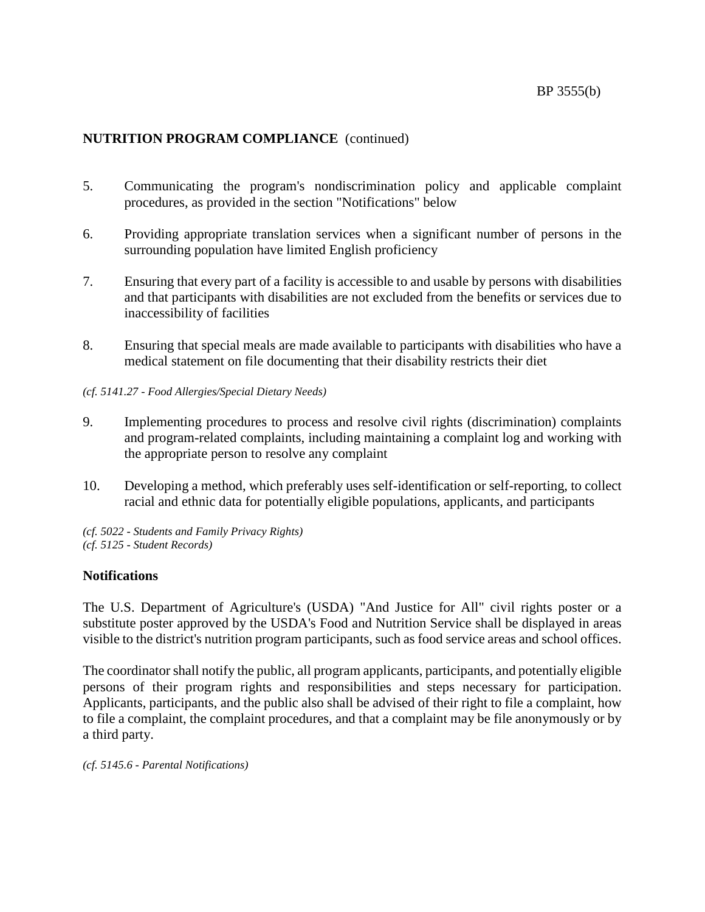**NUTRITION PROGRAM COMPLIANCE** (continued)

5. Communicating the program's nondiscrimination policy and applicable complaint procedures, as provided in the section "Notifications" below

6. Providing appropriate translation services when a significant number of persons in the surrounding population have limited English proficiency

7. Ensuring that every part of a facility is accessible to and usable by persons with disabilities and that participants with disabilities are not excluded from the benefits or services due to inaccessibility of facilities

8. Ensuring that special meals are made available to participants with disabilities who have a medical statement on file documenting that their disability restricts their diet

*(cf. 5141.27 - Food Allergies/Special Dietary Needs)*

9. Implementing procedures to process and resolve civil rights (discrimination) complaints and program-related complaints, including maintaining a complaint log and working with the appropriate person to resolve any complaint

10. Developing a method, which preferably uses self-identification or self-reporting, to collect racial and ethnic data for potentially eligible populations, applicants, and participants

*(cf. 5022 - Students and Family Privacy Rights)*
*(cf. 5125 - Student Records)*

**Notifications**

The U.S. Department of Agriculture's (USDA) "And Justice for All" civil rights poster or a substitute poster approved by the USDA's Food and Nutrition Service shall be displayed in areas visible to the district's nutrition program participants, such as food service areas and school offices.

The coordinator shall notify the public, all program applicants, participants, and potentially eligible persons of their program rights and responsibilities and steps necessary for participation. Applicants, participants, and the public also shall be advised of their right to file a complaint, how to file a complaint, the complaint procedures, and that a complaint may be file anonymously or by a third party.

*(cf. 5145.6 - Parental Notifications)*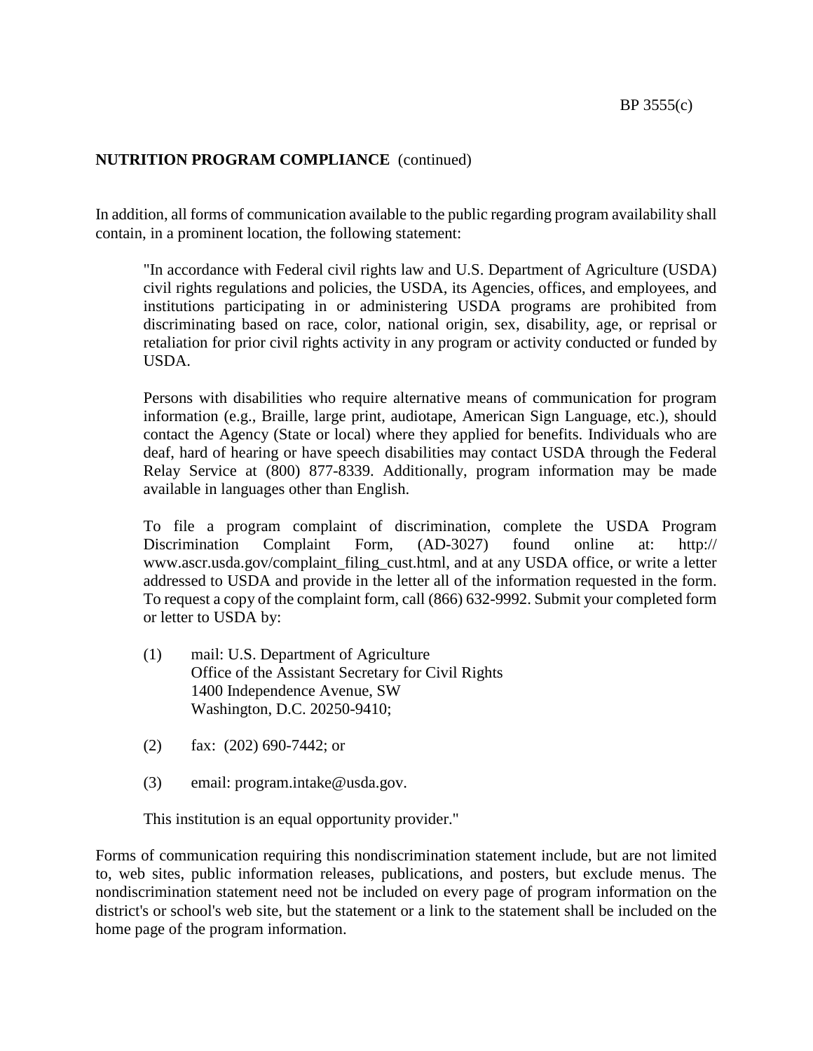**NUTRITION PROGRAM COMPLIANCE** (continued)

In addition, all forms of communication available to the public regarding program availability shall contain, in a prominent location, the following statement:

> "In accordance with Federal civil rights law and U.S. Department of Agriculture (USDA) civil rights regulations and policies, the USDA, its Agencies, offices, and employees, and institutions participating in or administering USDA programs are prohibited from discriminating based on race, color, national origin, sex, disability, age, or reprisal or retaliation for prior civil rights activity in any program or activity conducted or funded by USDA.
>
> Persons with disabilities who require alternative means of communication for program information (e.g., Braille, large print, audiotape, American Sign Language, etc.), should contact the Agency (State or local) where they applied for benefits. Individuals who are deaf, hard of hearing or have speech disabilities may contact USDA through the Federal Relay Service at (800) 877-8339. Additionally, program information may be made available in languages other than English.
>
> To file a program complaint of discrimination, complete the USDA Program Discrimination Complaint Form, (AD-3027) found online at: http://www.ascr.usda.gov/complaint_filing_cust.html, and at any USDA office, or write a letter addressed to USDA and provide in the letter all of the information requested in the form. To request a copy of the complaint form, call (866) 632-9992. Submit your completed form or letter to USDA by:
>
> (1) mail: U.S. Department of Agriculture
> Office of the Assistant Secretary for Civil Rights
> 1400 Independence Avenue, SW
> Washington, D.C. 20250-9410;
>
> (2) fax: (202) 690-7442; or
>
> (3) email: program.intake@usda.gov.
>
> This institution is an equal opportunity provider."

Forms of communication requiring this nondiscrimination statement include, but are not limited to, web sites, public information releases, publications, and posters, but exclude menus. The nondiscrimination statement need not be included on every page of program information on the district's or school's web site, but the statement or a link to the statement shall be included on the home page of the program information.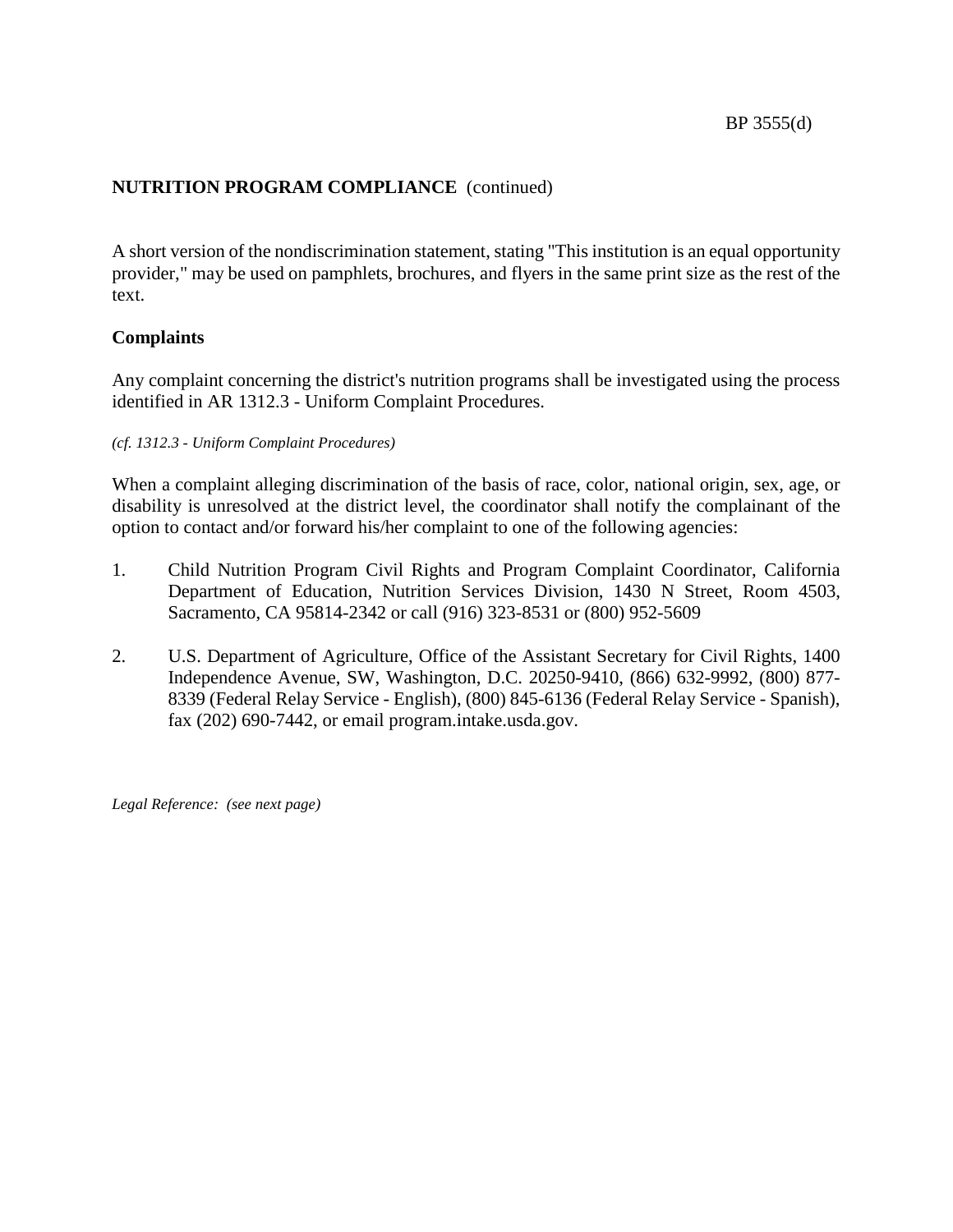**NUTRITION PROGRAM COMPLIANCE** (continued)

A short version of the nondiscrimination statement, stating "This institution is an equal opportunity provider," may be used on pamphlets, brochures, and flyers in the same print size as the rest of the text.

## Complaints

Any complaint concerning the district's nutrition programs shall be investigated using the process identified in AR 1312.3 - Uniform Complaint Procedures.

*(cf. 1312.3 - Uniform Complaint Procedures)*

When a complaint alleging discrimination of the basis of race, color, national origin, sex, age, or disability is unresolved at the district level, the coordinator shall notify the complainant of the option to contact and/or forward his/her complaint to one of the following agencies:

1. Child Nutrition Program Civil Rights and Program Complaint Coordinator, California Department of Education, Nutrition Services Division, 1430 N Street, Room 4503, Sacramento, CA 95814-2342 or call (916) 323-8531 or (800) 952-5609

2. U.S. Department of Agriculture, Office of the Assistant Secretary for Civil Rights, 1400 Independence Avenue, SW, Washington, D.C. 20250-9410, (866) 632-9992, (800) 877-8339 (Federal Relay Service - English), (800) 845-6136 (Federal Relay Service - Spanish), fax (202) 690-7442, or email program.intake.usda.gov.

*Legal Reference: (see next page)*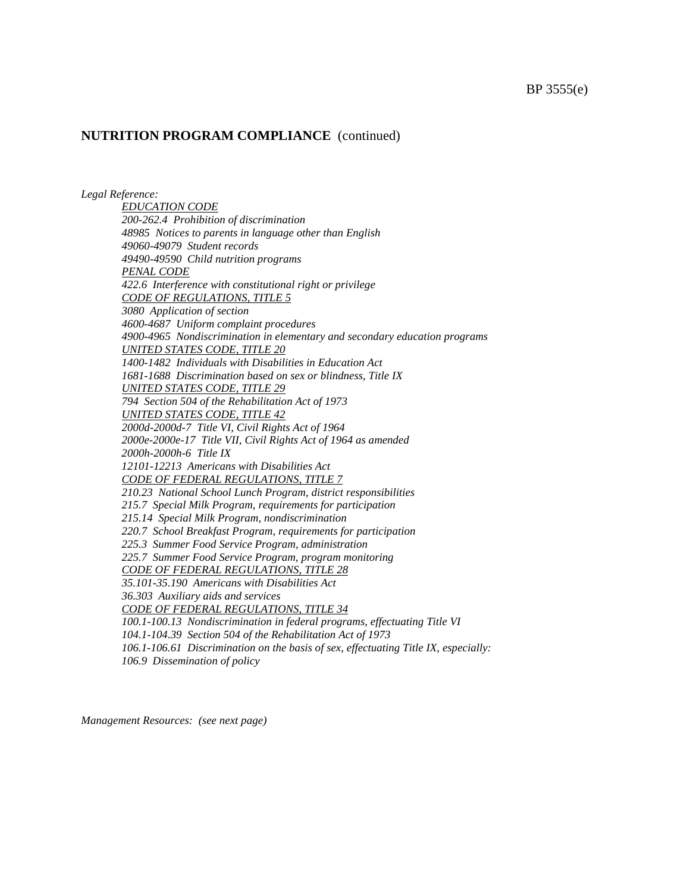**NUTRITION PROGRAM COMPLIANCE** (continued)

*Legal Reference:*

*EDUCATION CODE*
*200-262.4 Prohibition of discrimination*
*48985 Notices to parents in language other than English*
*49060-49079 Student records*
*49490-49590 Child nutrition programs*

*PENAL CODE*
*422.6 Interference with constitutional right or privilege*

*CODE OF REGULATIONS, TITLE 5*
*3080 Application of section*
*4600-4687 Uniform complaint procedures*
*4900-4965 Nondiscrimination in elementary and secondary education programs*

*UNITED STATES CODE, TITLE 20*
*1400-1482 Individuals with Disabilities in Education Act*
*1681-1688 Discrimination based on sex or blindness, Title IX*

*UNITED STATES CODE, TITLE 29*
*794 Section 504 of the Rehabilitation Act of 1973*

*UNITED STATES CODE, TITLE 42*
*2000d-2000d-7 Title VI, Civil Rights Act of 1964*
*2000e-2000e-17 Title VII, Civil Rights Act of 1964 as amended*
*2000h-2000h-6 Title IX*
*12101-12213 Americans with Disabilities Act*

*CODE OF FEDERAL REGULATIONS, TITLE 7*
*210.23 National School Lunch Program, district responsibilities*
*215.7 Special Milk Program, requirements for participation*
*215.14 Special Milk Program, nondiscrimination*
*220.7 School Breakfast Program, requirements for participation*
*225.3 Summer Food Service Program, administration*
*225.7 Summer Food Service Program, program monitoring*

*CODE OF FEDERAL REGULATIONS, TITLE 28*
*35.101-35.190 Americans with Disabilities Act*
*36.303 Auxiliary aids and services*

*CODE OF FEDERAL REGULATIONS, TITLE 34*
*100.1-100.13 Nondiscrimination in federal programs, effectuating Title VI*
*104.1-104.39 Section 504 of the Rehabilitation Act of 1973*
*106.1-106.61 Discrimination on the basis of sex, effectuating Title IX, especially:*
*106.9 Dissemination of policy*

*Management Resources: (see next page)*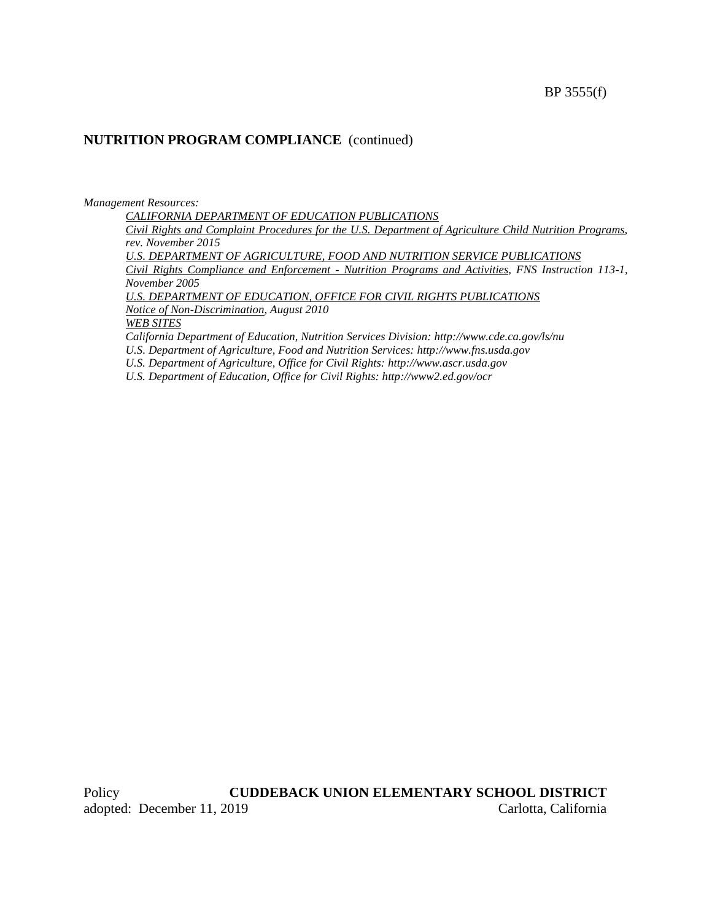**NUTRITION PROGRAM COMPLIANCE** (continued)

*Management Resources:*

*CALIFORNIA DEPARTMENT OF EDUCATION PUBLICATIONS*

*Civil Rights and Complaint Procedures for the U.S. Department of Agriculture Child Nutrition Programs, rev. November 2015*

*U.S. DEPARTMENT OF AGRICULTURE, FOOD AND NUTRITION SERVICE PUBLICATIONS*

*Civil Rights Compliance and Enforcement - Nutrition Programs and Activities, FNS Instruction 113-1, November 2005*

*U.S. DEPARTMENT OF EDUCATION, OFFICE FOR CIVIL RIGHTS PUBLICATIONS*

*Notice of Non-Discrimination, August 2010*

*WEB SITES*

*California Department of Education, Nutrition Services Division: http://www.cde.ca.gov/ls/nu*

*U.S. Department of Agriculture, Food and Nutrition Services: http://www.fns.usda.gov*

*U.S. Department of Agriculture, Office for Civil Rights: http://www.ascr.usda.gov*

*U.S. Department of Education, Office for Civil Rights: http://www2.ed.gov/ocr*

Policy **CUDDEBACK UNION ELEMENTARY SCHOOL DISTRICT**
adopted: December 11, 2019 Carlotta, California